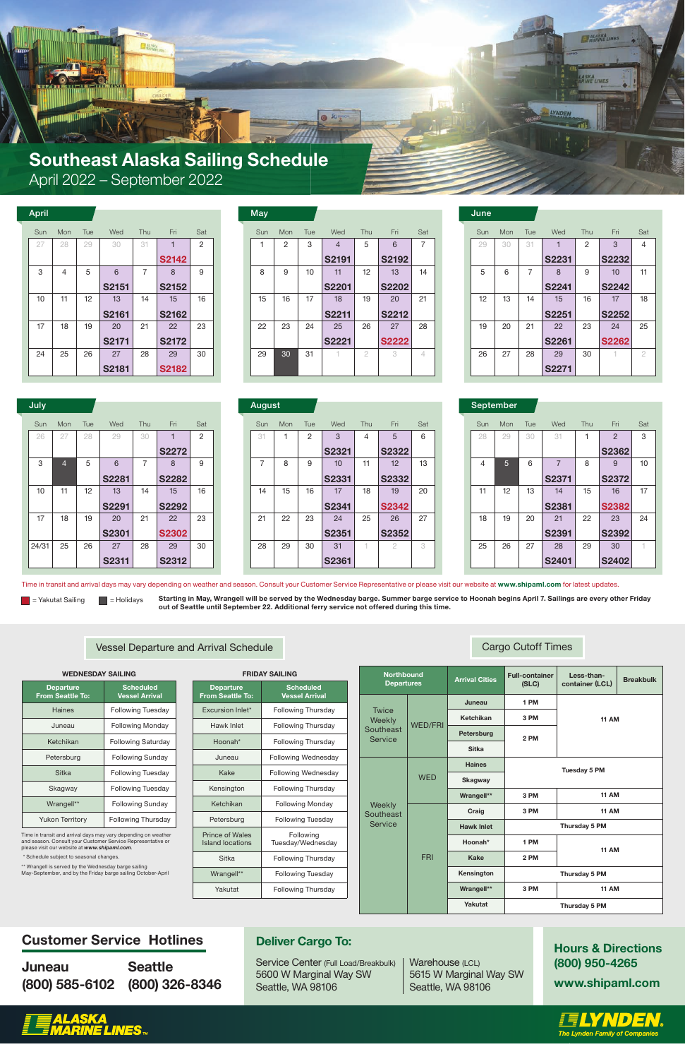# Southeast Alaska Sailing Schedule

April 2022 – September 2022

## April

| Sun | Mon | Tue | Wed | Thu | Fri | Sat |
|---|---|---|---|---|---|---|
| 27 | 28 | 29 | 30 | 31 | 1 S2142 | 2 |
| 3 | 4 | 5 | 6 S2151 | 7 | 8 S2152 | 9 |
| 10 | 11 | 12 | 13 S2161 | 14 | 15 S2162 | 16 |
| 17 | 18 | 19 | 20 S2171 | 21 | 22 S2172 | 23 |
| 24 | 25 | 26 | 27 S2181 | 28 | 29 S2182 | 30 |

## May

| Sun | Mon | Tue | Wed | Thu | Fri | Sat |
|---|---|---|---|---|---|---|
| 1 | 2 | 3 | 4 S2191 | 5 | 6 S2192 | 7 |
| 8 | 9 | 10 | 11 S2201 | 12 | 13 S2202 | 14 |
| 15 | 16 | 17 | 18 S2211 | 19 | 20 S2212 | 21 |
| 22 | 23 | 24 | 25 S2221 | 26 | 27 S2222 | 28 |
| 29 | 30 | 31 | 1 | 2 | 3 | 4 |

## June

| Sun | Mon | Tue | Wed | Thu | Fri | Sat |
|---|---|---|---|---|---|---|
| 29 | 30 | 31 | 1 S2231 | 2 | 3 S2232 | 4 |
| 5 | 6 | 7 | 8 S2241 | 9 | 10 S2242 | 11 |
| 12 | 13 | 14 | 15 S2251 | 16 | 17 S2252 | 18 |
| 19 | 20 | 21 | 22 S2261 | 23 | 24 S2262 | 25 |
| 26 | 27 | 28 | 29 S2271 | 30 | 1 | 2 |

## July

| Sun | Mon | Tue | Wed | Thu | Fri | Sat |
|---|---|---|---|---|---|---|
| 26 | 27 | 28 | 29 | 30 | 1 S2272 | 2 |
| 3 | 4 | 5 | 6 S2281 | 7 | 8 S2282 | 9 |
| 10 | 11 | 12 | 13 S2291 | 14 | 15 S2292 | 16 |
| 17 | 18 | 19 | 20 S2301 | 21 | 22 S2302 | 23 |
| 24/31 | 25 | 26 | 27 S2311 | 28 | 29 S2312 | 30 |

## August

| Sun | Mon | Tue | Wed | Thu | Fri | Sat |
|---|---|---|---|---|---|---|
| 31 | 1 | 2 | 3 S2321 | 4 | 5 S2322 | 6 |
| 7 | 8 | 9 | 10 S2331 | 11 | 12 S2332 | 13 |
| 14 | 15 | 16 | 17 S2341 | 18 | 19 S2342 | 20 |
| 21 | 22 | 23 | 24 S2351 | 25 | 26 S2352 | 27 |
| 28 | 29 | 30 | 31 S2361 | 1 | 2 | 3 |

## September

| Sun | Mon | Tue | Wed | Thu | Fri | Sat |
|---|---|---|---|---|---|---|
| 28 | 29 | 30 | 31 | 1 | 2 S2362 | 3 |
| 4 | 5 | 6 | 7 S2371 | 8 | 9 S2372 | 10 |
| 11 | 12 | 13 | 14 S2381 | 15 | 16 S2382 | 17 |
| 18 | 19 | 20 | 21 S2391 | 22 | 23 S2392 | 24 |
| 25 | 26 | 27 | 28 S2401 | 29 | 30 S2402 | 1 |

Time in transit and arrival days may vary depending on weather and season. Consult your Customer Service Representative or please visit our website at **www.shipaml.com** for latest updates.

■ = Yakutat Sailing (S2142, S2182, S2222, S2262, S2302, S2342, S2382)  ■ = Holidays (May 30, July 4, September 5)

**Starting in May, Wrangell will be served by the Wednesday barge. Summer barge service to Hoonah begins April 7. Sailings are every other Friday out of Seattle until September 22. Additional ferry service not offered during this time.**

## Vessel Departure and Arrival Schedule

**WEDNESDAY SAILING**

| Departure From Seattle To: | Scheduled Vessel Arrival |
|---|---|
| Haines | Following Tuesday |
| Juneau | Following Monday |
| Ketchikan | Following Saturday |
| Petersburg | Following Sunday |
| Sitka | Following Tuesday |
| Skagway | Following Tuesday |
| Wrangell** | Following Sunday |
| Yukon Territory | Following Thursday |

Time in transit and arrival days may vary depending on weather and season. Consult your Customer Service Representative or please visit our website at *www.shipaml.com*.

* Schedule subject to seasonal changes.

** Wrangell is served by the Wednesday barge sailing May-September, and by the Friday barge sailing October-April

**FRIDAY SAILING**

| Departure From Seattle To: | Scheduled Vessel Arrival |
|---|---|
| Excursion Inlet* | Following Thursday |
| Hawk Inlet | Following Thursday |
| Hoonah* | Following Thursday |
| Juneau | Following Wednesday |
| Kake | Following Wednesday |
| Kensington | Following Thursday |
| Ketchikan | Following Monday |
| Petersburg | Following Tuesday |
| Prince of Wales Island locations | Following Tuesday/Wednesday |
| Sitka | Following Thursday |
| Wrangell** | Following Tuesday |
| Yakutat | Following Thursday |

## Cargo Cutoff Times

| Northbound Departures | | Arrival Cities | Full-container (SLC) | Less-than-container (LCL) | Breakbulk |
|---|---|---|---|---|---|
| Twice Weekly Southeast Service | WED/FRI | Juneau | 1 PM | 11 AM | |
| | | Ketchikan | 3 PM | 11 AM | |
| | | Petersburg | 2 PM | 11 AM | |
| | | Sitka | 2 PM | 11 AM | |
| Weekly Southeast Service | WED | Haines | Tuesday 5 PM | | |
| | | Skagway | Tuesday 5 PM | | |
| | | Wrangell** | 3 PM | 11 AM | |
| | FRI | Craig | 3 PM | 11 AM | |
| | | Hawk Inlet | Thursday 5 PM | | |
| | | Hoonah* | 1 PM | 11 AM | |
| | | Kake | 2 PM | 11 AM | |
| | | Kensington | Thursday 5 PM | | |
| | | Wrangell** | 3 PM | 11 AM | |
| | | Yakutat | Thursday 5 PM | | |

## Customer Service Hotlines

**Juneau**
**(800) 585-6102**

**Seattle**
**(800) 326-8346**

## Deliver Cargo To:

Service Center (Full Load/Breakbulk)
5600 W Marginal Way SW
Seattle, WA 98106

Warehouse (LCL)
5615 W Marginal Way SW
Seattle, WA 98106

## Hours & Directions

**(800) 950-4265**

**www.shipaml.com**

ALASKA MARINE LINES™

LYNDEN — The Lynden Family of Companies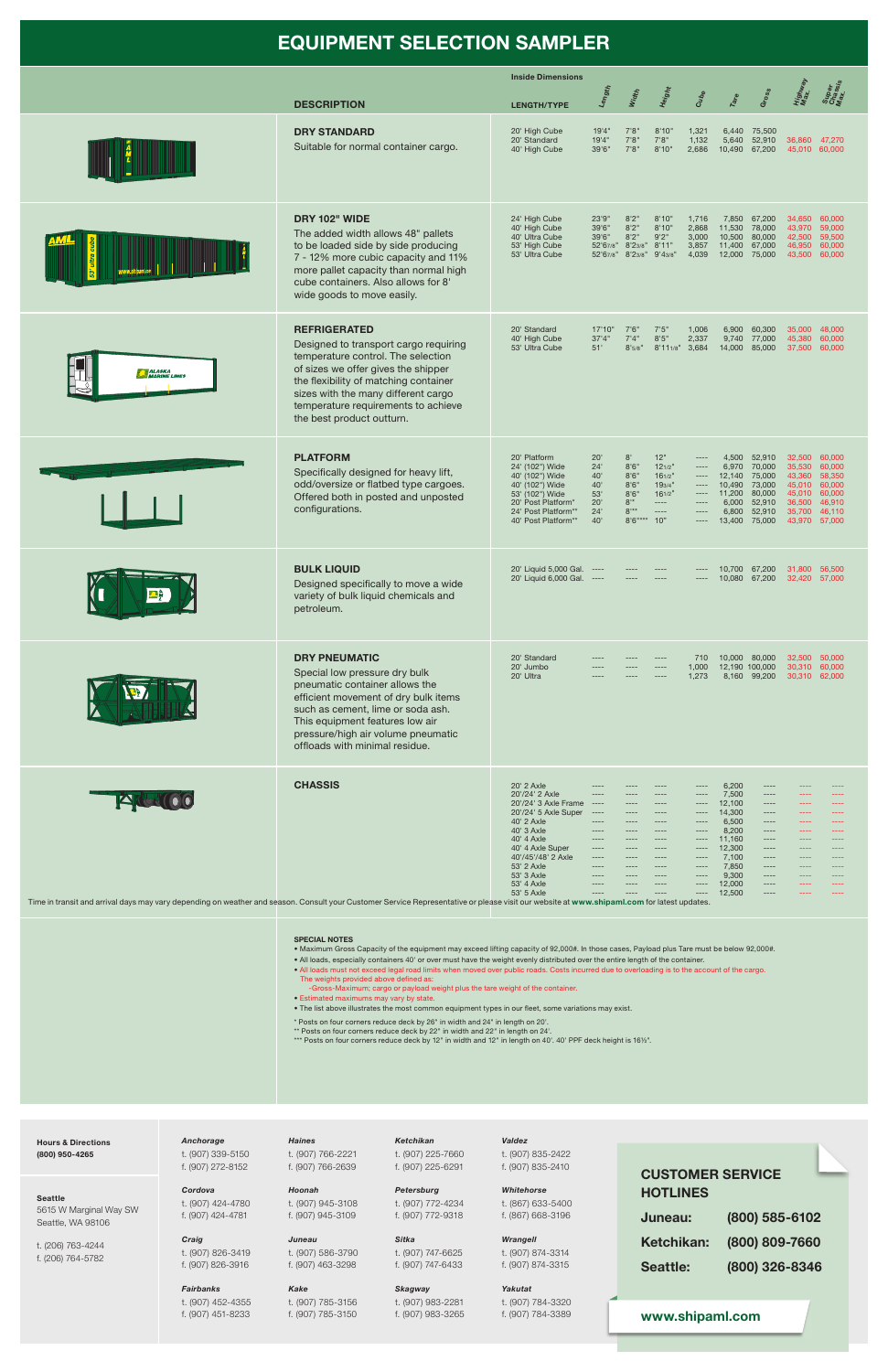# EQUIPMENT SELECTION SAMPLER

| DESCRIPTION | Inside Dimensions LENGTH/TYPE | Length | Width | Height | Cube | Tare | Gross | Highway Max. | Super Chassis Max. |
|---|---|---|---|---|---|---|---|---|---|
| **DRY STANDARD** Suitable for normal container cargo. | 20' High Cube | 19'4" | 7'8" | 8'10" | 1,321 | 6,440 | 75,500 | | |
| | 20' Standard | 19'4" | 7'8" | 7'8" | 1,132 | 5,640 | 52,910 | 36,860 | 47,270 |
| | 40' High Cube | 39'6" | 7'8" | 8'10" | 2,686 | 10,490 | 67,200 | 45,010 | 60,000 |
| **DRY 102" WIDE** The added width allows 48" pallets to be loaded side by side producing 7 - 12% more cubic capacity and 11% more pallet capacity than normal high cube containers. Also allows for 8' wide goods to move easily. | 24' High Cube | 23'9" | 8'2" | 8'10" | 1,716 | 7,850 | 67,200 | 34,650 | 60,000 |
| | 40' High Cube | 39'6" | 8'2" | 8'10" | 2,868 | 11,530 | 78,000 | 43,970 | 59,000 |
| | 40' Ultra Cube | 39'6" | 8'2" | 9'2" | 3,000 | 10,500 | 80,000 | 42,500 | 59,500 |
| | 53' High Cube | 52'6⁷⁄₈" | 8'2⅜" | 8'11" | 3,857 | 11,400 | 67,000 | 46,950 | 60,000 |
| | 53' Ultra Cube | 52'6⁷⁄₈" | 8'2⅜" | 9'4⅜" | 4,039 | 12,000 | 75,000 | 43,500 | 60,000 |
| **REFRIGERATED** Designed to transport cargo requiring temperature control. The selection of sizes we offer gives the shipper the flexibility of matching container sizes with the many different cargo temperature requirements to achieve the best product outturn. | 20' Standard | 17'10" | 7'6" | 7'5" | 1,006 | 6,900 | 60,300 | 35,000 | 48,000 |
| | 40' High Cube | 37'4" | 7'4" | 8'5" | 2,337 | 9,740 | 77,000 | 45,380 | 60,000 |
| | 53' Ultra Cube | 51' | 8'⅝" | 8'11¹⁄₁₆" | 3,684 | 14,000 | 85,000 | 37,500 | 60,000 |
| **PLATFORM** Specifically designed for heavy lift, odd/oversize or flatbed type cargoes. Offered both in posted and unposted configurations. | 20' Platform | 20' | 8' | 12" | ---- | 4,500 | 52,910 | 32,500 | 60,000 |
| | 24' (102") Wide | 24' | 8'6" | 12½" | ---- | 6,970 | 70,000 | 35,530 | 60,000 |
| | 40' (102") Wide | 40' | 8'6" | 16½" | ---- | 12,140 | 75,000 | 43,360 | 58,350 |
| | 40' (102") Wide | 40' | 8'6" | 19¼" | ---- | 10,490 | 73,000 | 45,010 | 60,000 |
| | 53' (102") Wide | 53' | 8'6" | 16½" | ---- | 11,200 | 80,000 | 45,010 | 60,000 |
| | 20' Post Platform* | 20' | 8" | ---- | ---- | 6,000 | 52,910 | 36,500 | 46,910 |
| | 24' Post Platform** | 24' | 8"** | ---- | ---- | 6,800 | 52,910 | 35,700 | 46,110 |
| | 40' Post Platform** | 40' | 8'6"*** | 10" | ---- | 13,400 | 75,000 | 43,970 | 57,000 |
| **BULK LIQUID** Designed specifically to move a wide variety of bulk liquid chemicals and petroleum. | 20' Liquid 5,000 Gal. | ---- | ---- | ---- | ---- | 10,700 | 67,200 | 31,800 | 56,500 |
| | 20' Liquid 6,000 Gal. | ---- | ---- | ---- | ---- | 10,080 | 67,200 | 32,420 | 57,000 |
| **DRY PNEUMATIC** Special low pressure dry bulk pneumatic container allows the efficient movement of dry bulk items such as cement, lime or soda ash. This equipment features low air pressure/high air volume pneumatic offloads with minimal residue. | 20' Standard | ---- | ---- | ---- | 710 | 10,000 | 80,000 | 32,500 | 50,000 |
| | 20' Jumbo | ---- | ---- | ---- | 1,000 | 12,190 | 100,000 | 30,310 | 60,000 |
| | 20' Ultra | ---- | ---- | ---- | 1,273 | 8,160 | 99,200 | 30,310 | 62,000 |
| **CHASSIS** | 20' 2 Axle | ---- | ---- | ---- | ---- | 6,200 | ---- | ---- | ---- |
| | 20'/24' 2 Axle | ---- | ---- | ---- | ---- | 7,500 | ---- | ---- | ---- |
| | 20'/24' 3 Axle Frame | ---- | ---- | ---- | ---- | 12,100 | ---- | ---- | ---- |
| | 20'/24' 5 Axle Super | ---- | ---- | ---- | ---- | 14,300 | ---- | ---- | ---- |
| | 40' 2 Axle | ---- | ---- | ---- | ---- | 6,500 | ---- | ---- | ---- |
| | 40' 3 Axle | ---- | ---- | ---- | ---- | 8,200 | ---- | ---- | ---- |
| | 40' 4 Axle | ---- | ---- | ---- | ---- | 11,160 | ---- | ---- | ---- |
| | 40' 4 Axle Super | ---- | ---- | ---- | ---- | 12,300 | ---- | ---- | ---- |
| | 40'/45'/48' 2 Axle | ---- | ---- | ---- | ---- | 7,100 | ---- | ---- | ---- |
| | 53' 2 Axle | ---- | ---- | ---- | ---- | 7,850 | ---- | ---- | ---- |
| | 53' 3 Axle | ---- | ---- | ---- | ---- | 9,300 | ---- | ---- | ---- |
| | 53' 4 Axle | ---- | ---- | ---- | ---- | 12,000 | ---- | ---- | ---- |
| | 53' 5 Axle | ---- | ---- | ---- | ---- | 12,500 | ---- | ---- | ---- |

Time in transit and arrival days may vary depending on weather and season. Consult your Customer Service Representative or please visit our website at **www.shipaml.com** for latest updates.

**SPECIAL NOTES**

- Maximum Gross Capacity of the equipment may exceed lifting capacity of 92,000#. In those cases, Payload plus Tare must be below 92,000#.
- All loads, especially containers 40' or over must have the weight evenly distributed over the entire length of the container.
- All loads must not exceed legal road limits when moved over public roads. Costs incurred due to overloading is to the account of the cargo. The weights provided above defined as:
  - Gross-Maximum; cargo or payload weight plus the tare weight of the container.
- Estimated maximums may vary by state.
- The list above illustrates the most common equipment types in our fleet, some variations may exist.

\* Posts on four corners reduce deck by 26" in width and 24" in length on 20'.
\*\* Posts on four corners reduce deck by 22" in width and 22" in length on 24'.
\*\*\* Posts on four corners reduce deck by 12" in width and 12" in length on 40'. 40' PPF deck height is 16½".

**Hours & Directions**
**(800) 950-4265**

**Seattle**
5615 W Marginal Way SW
Seattle, WA 98106

t. (206) 763-4244
f. (206) 764-5782

*Anchorage*
t. (907) 339-5150
f. (907) 272-8152

*Cordova*
t. (907) 424-4780
f. (907) 424-4781

*Craig*
t. (907) 826-3419
f. (907) 826-3916

*Fairbanks*
t. (907) 452-4355
f. (907) 451-8233

*Haines*
t. (907) 766-2221
f. (907) 766-2639

*Hoonah*
t. (907) 945-3108
f. (907) 945-3109

*Juneau*
t. (907) 586-3790
f. (907) 463-3298

*Kake*
t. (907) 785-3156
f. (907) 785-3150

*Ketchikan*
t. (907) 225-7660
f. (907) 225-6291

*Petersburg*
t. (907) 772-4234
f. (907) 772-9318

*Sitka*
t. (907) 747-6625
f. (907) 747-6433

*Skagway*
t. (907) 983-2281
f. (907) 983-3265

*Valdez*
t. (907) 835-2422
f. (907) 835-2410

*Whitehorse*
t. (867) 633-5400
f. (867) 668-3196

*Wrangell*
t. (907) 874-3314
f. (907) 874-3315

*Yakutat*
t. (907) 784-3320
f. (907) 784-3389

**CUSTOMER SERVICE HOTLINES**

**Juneau:** (800) 585-6102
**Ketchikan:** (800) 809-7660
**Seattle:** (800) 326-8346

**www.shipaml.com**